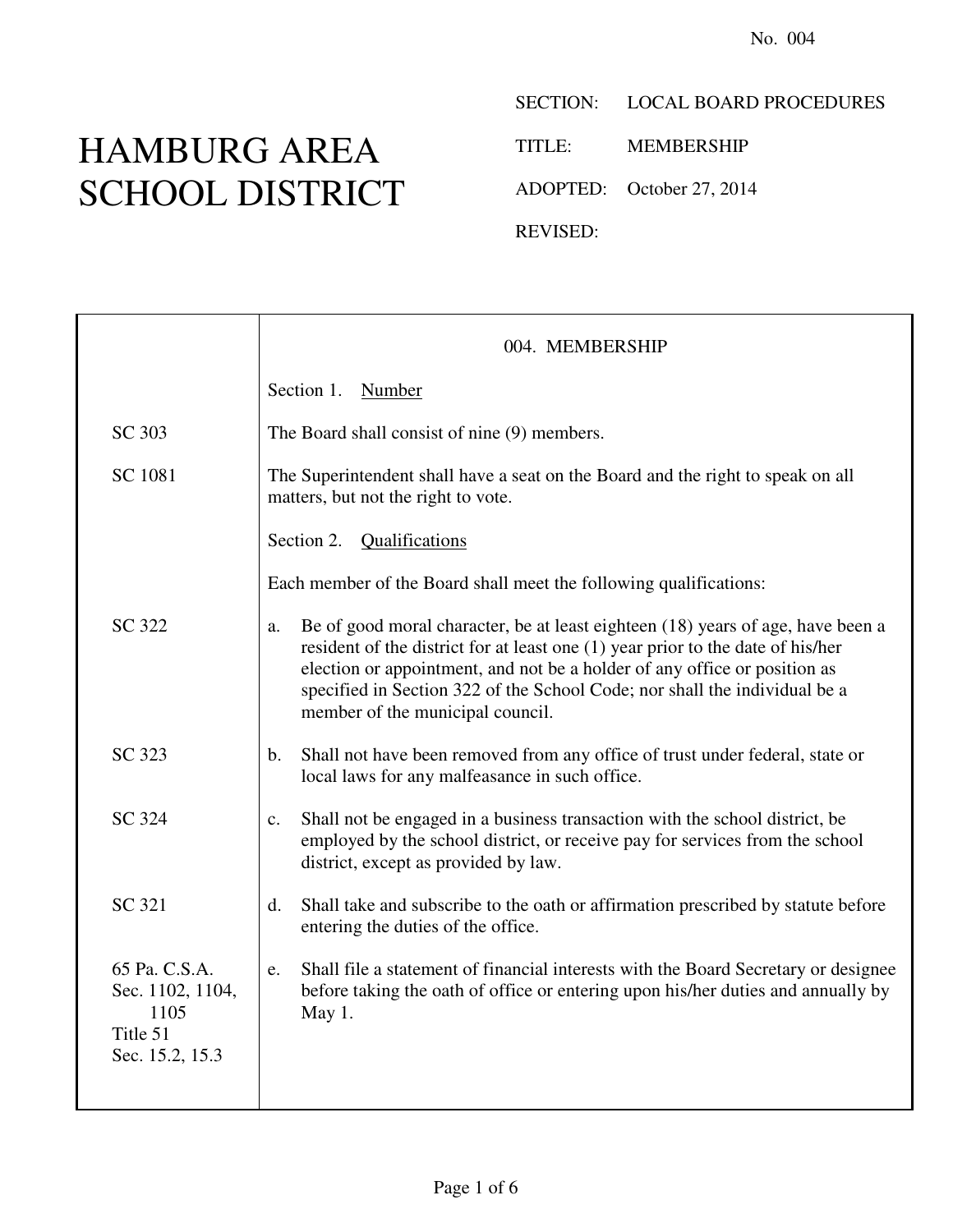No. 004

# HAMBURG AREA SCHOOL DISTRICT

SECTION: LOCAL BOARD PROCEDURES

TITLE: MEMBERSHIP

ADOPTED: October 27, 2014

REVISED:

## 004. MEMBERSHIP

### Section 1. Number

SC 303

The Board shall consist of nine (9) members.

SC 1081

The Superintendent shall have a seat on the Board and the right to speak on all matters, but not the right to vote.

### Section 2. Qualifications

Each member of the Board shall meet the following qualifications:

SC 322

a. Be of good moral character, be at least eighteen (18) years of age, have been a resident of the district for at least one (1) year prior to the date of his/her election or appointment, and not be a holder of any office or position as specified in Section 322 of the School Code; nor shall the individual be a member of the municipal council.

SC 323

b. Shall not have been removed from any office of trust under federal, state or local laws for any malfeasance in such office.

SC 324

c. Shall not be engaged in a business transaction with the school district, be employed by the school district, or receive pay for services from the school district, except as provided by law.

SC 321

d. Shall take and subscribe to the oath or affirmation prescribed by statute before entering the duties of the office.

65 Pa. C.S.A. Sec. 1102, 1104, 1105
Title 51 Sec. 15.2, 15.3

e. Shall file a statement of financial interests with the Board Secretary or designee before taking the oath of office or entering upon his/her duties and annually by May 1.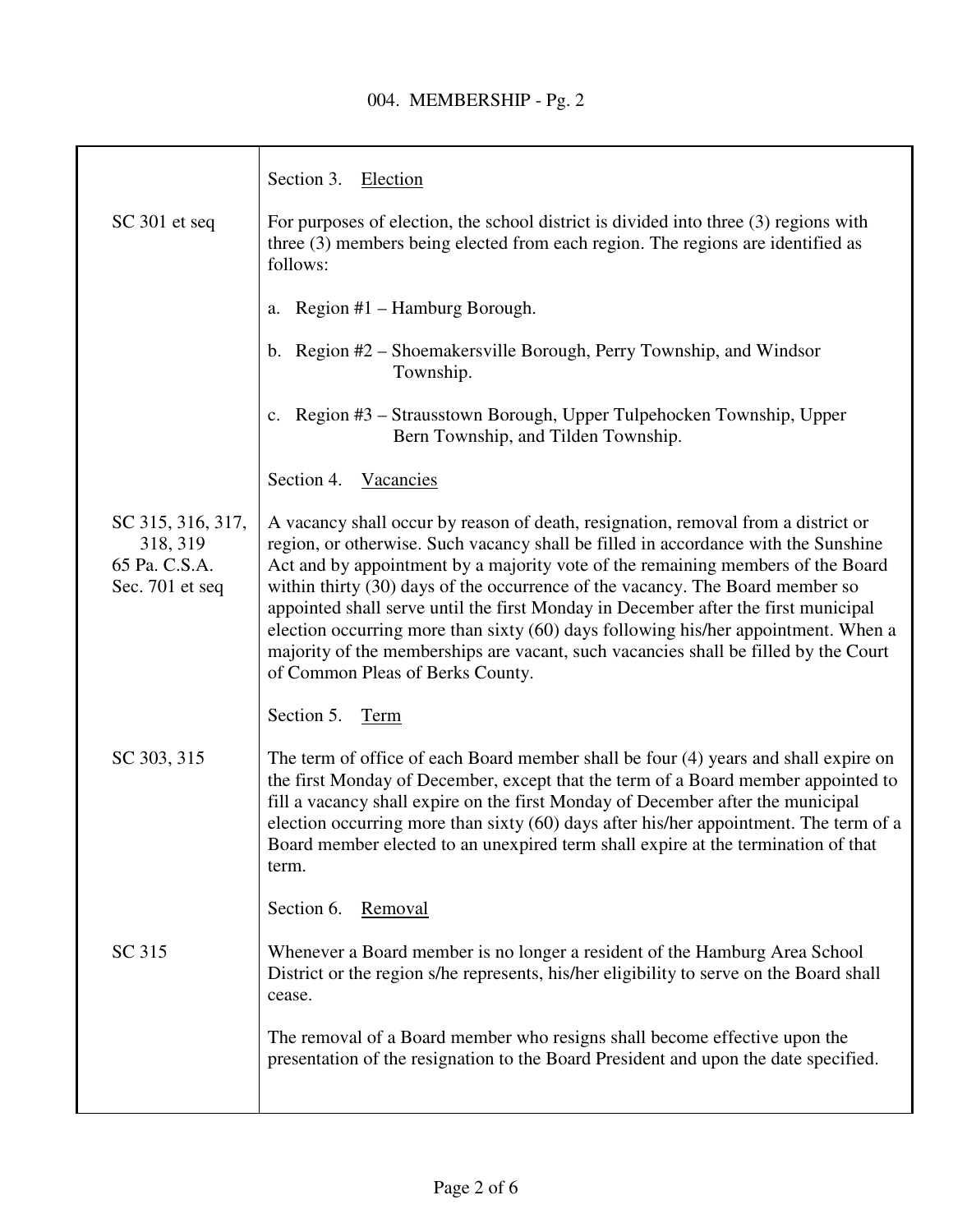Section 3. Election

SC 301 et seq

For purposes of election, the school district is divided into three (3) regions with three (3) members being elected from each region. The regions are identified as follows:

a. Region #1 – Hamburg Borough.

b. Region #2 – Shoemakersville Borough, Perry Township, and Windsor Township.

c. Region #3 – Strausstown Borough, Upper Tulpehocken Township, Upper Bern Township, and Tilden Township.

Section 4. Vacancies

SC 315, 316, 317, 318, 319
65 Pa. C.S.A. Sec. 701 et seq

A vacancy shall occur by reason of death, resignation, removal from a district or region, or otherwise. Such vacancy shall be filled in accordance with the Sunshine Act and by appointment by a majority vote of the remaining members of the Board within thirty (30) days of the occurrence of the vacancy. The Board member so appointed shall serve until the first Monday in December after the first municipal election occurring more than sixty (60) days following his/her appointment. When a majority of the memberships are vacant, such vacancies shall be filled by the Court of Common Pleas of Berks County.

Section 5. Term

SC 303, 315

The term of office of each Board member shall be four (4) years and shall expire on the first Monday of December, except that the term of a Board member appointed to fill a vacancy shall expire on the first Monday of December after the municipal election occurring more than sixty (60) days after his/her appointment. The term of a Board member elected to an unexpired term shall expire at the termination of that term.

Section 6. Removal

SC 315

Whenever a Board member is no longer a resident of the Hamburg Area School District or the region s/he represents, his/her eligibility to serve on the Board shall cease.

The removal of a Board member who resigns shall become effective upon the presentation of the resignation to the Board President and upon the date specified.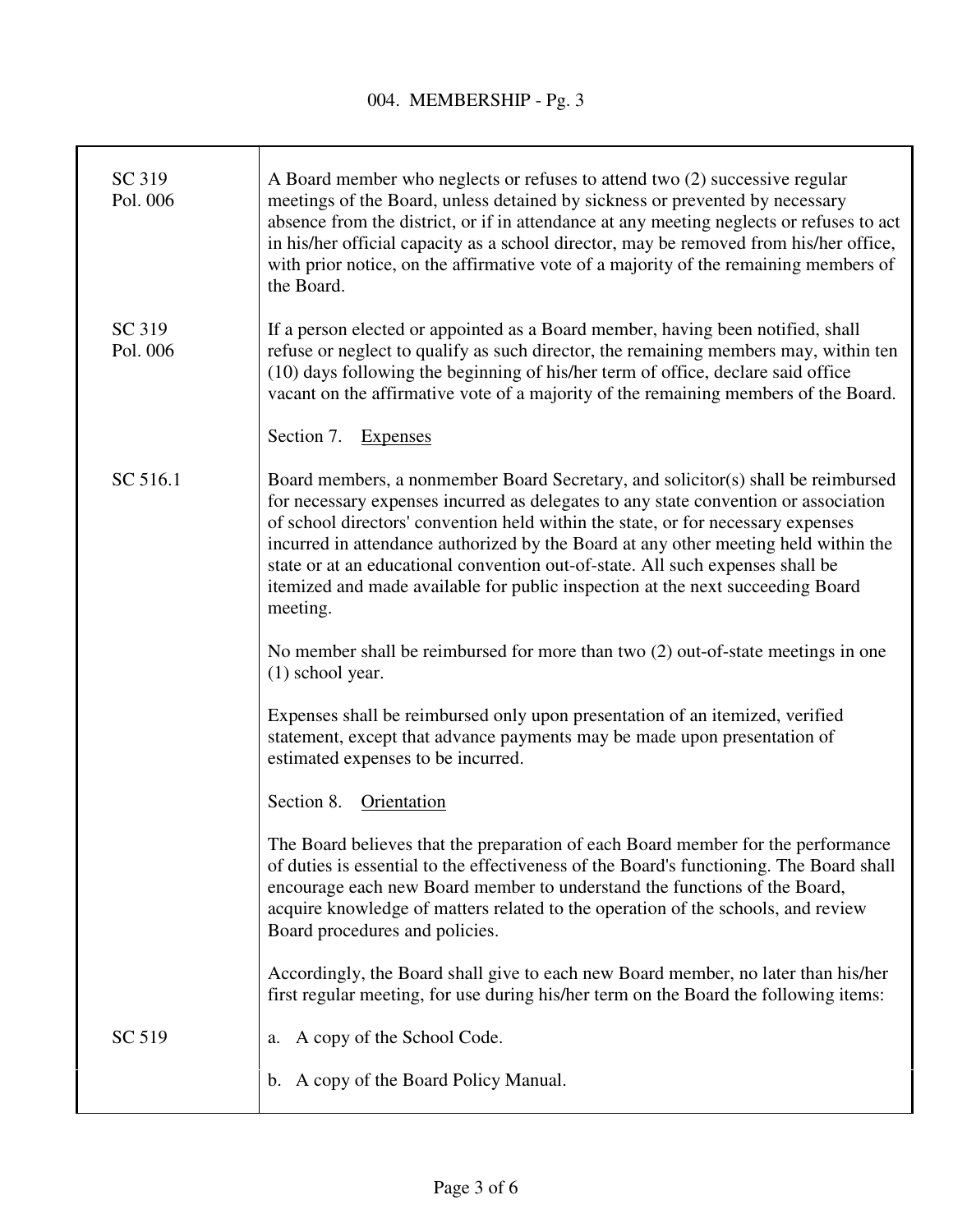| | |
|---|---|
| SC 319<br>Pol. 006 | A Board member who neglects or refuses to attend two (2) successive regular meetings of the Board, unless detained by sickness or prevented by necessary absence from the district, or if in attendance at any meeting neglects or refuses to act in his/her official capacity as a school director, may be removed from his/her office, with prior notice, on the affirmative vote of a majority of the remaining members of the Board. |
| SC 319<br>Pol. 006 | If a person elected or appointed as a Board member, having been notified, shall refuse or neglect to qualify as such director, the remaining members may, within ten (10) days following the beginning of his/her term of office, declare said office vacant on the affirmative vote of a majority of the remaining members of the Board. |
| | Section 7. <u>Expenses</u> |
| SC 516.1 | Board members, a nonmember Board Secretary, and solicitor(s) shall be reimbursed for necessary expenses incurred as delegates to any state convention or association of school directors' convention held within the state, or for necessary expenses incurred in attendance authorized by the Board at any other meeting held within the state or at an educational convention out-of-state. All such expenses shall be itemized and made available for public inspection at the next succeeding Board meeting. |
| | No member shall be reimbursed for more than two (2) out-of-state meetings in one (1) school year. |
| | Expenses shall be reimbursed only upon presentation of an itemized, verified statement, except that advance payments may be made upon presentation of estimated expenses to be incurred. |
| | Section 8. <u>Orientation</u> |
| | The Board believes that the preparation of each Board member for the performance of duties is essential to the effectiveness of the Board's functioning. The Board shall encourage each new Board member to understand the functions of the Board, acquire knowledge of matters related to the operation of the schools, and review Board procedures and policies. |
| | Accordingly, the Board shall give to each new Board member, no later than his/her first regular meeting, for use during his/her term on the Board the following items: |
| SC 519 | a. A copy of the School Code. |
| | b. A copy of the Board Policy Manual. |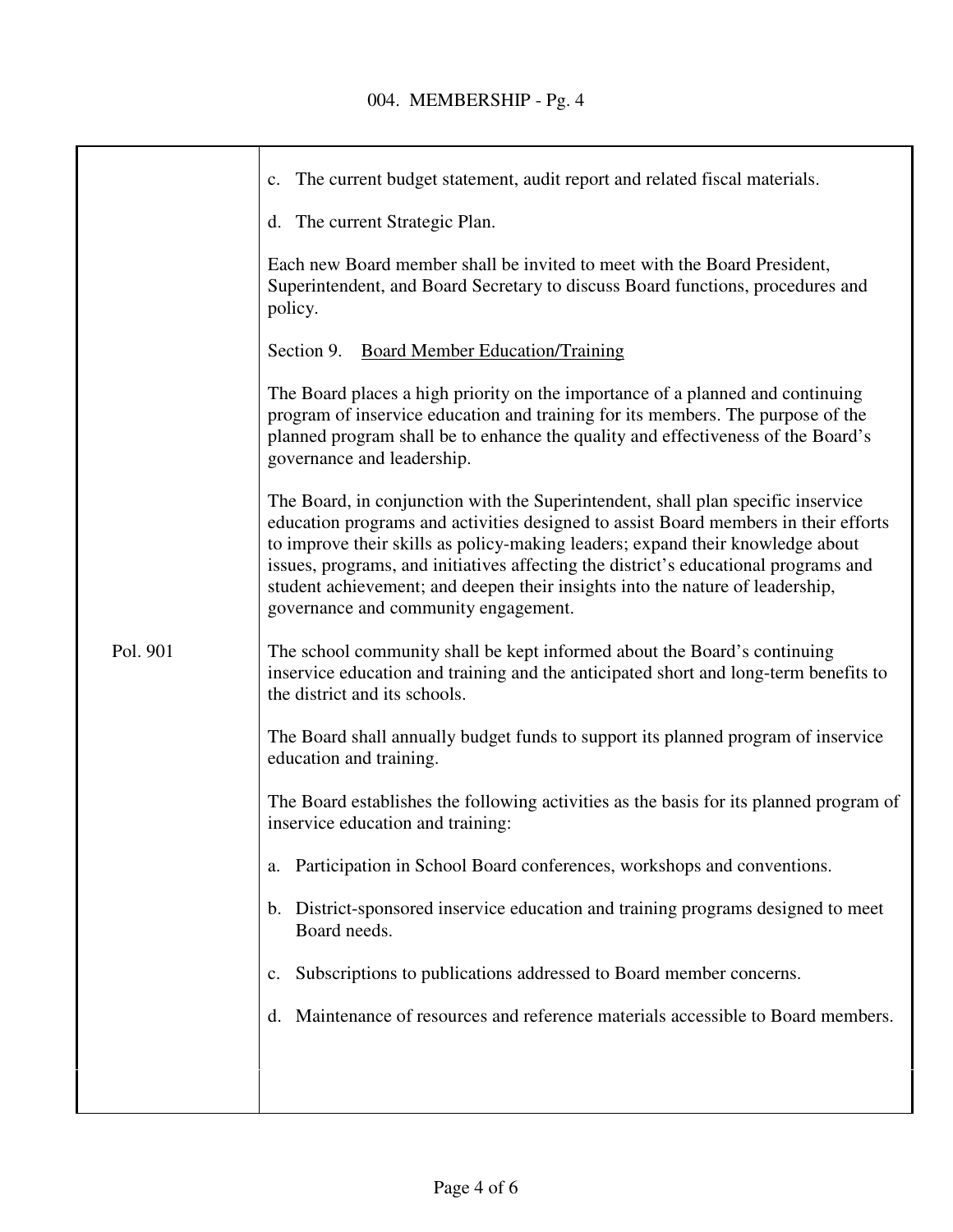c. The current budget statement, audit report and related fiscal materials.

d. The current Strategic Plan.

Each new Board member shall be invited to meet with the Board President, Superintendent, and Board Secretary to discuss Board functions, procedures and policy.

Section 9. Board Member Education/Training

The Board places a high priority on the importance of a planned and continuing program of inservice education and training for its members. The purpose of the planned program shall be to enhance the quality and effectiveness of the Board's governance and leadership.

The Board, in conjunction with the Superintendent, shall plan specific inservice education programs and activities designed to assist Board members in their efforts to improve their skills as policy-making leaders; expand their knowledge about issues, programs, and initiatives affecting the district's educational programs and student achievement; and deepen their insights into the nature of leadership, governance and community engagement.

Pol. 901

The school community shall be kept informed about the Board's continuing inservice education and training and the anticipated short and long-term benefits to the district and its schools.

The Board shall annually budget funds to support its planned program of inservice education and training.

The Board establishes the following activities as the basis for its planned program of inservice education and training:

a. Participation in School Board conferences, workshops and conventions.

b. District-sponsored inservice education and training programs designed to meet Board needs.

c. Subscriptions to publications addressed to Board member concerns.

d. Maintenance of resources and reference materials accessible to Board members.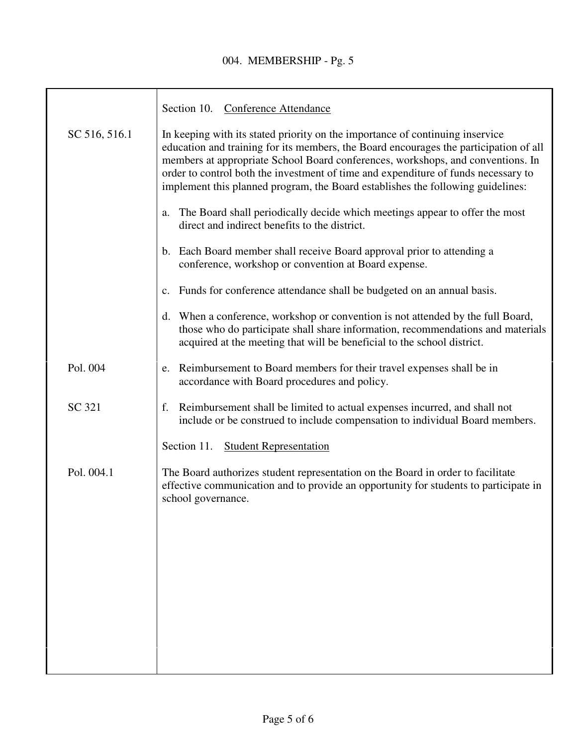| | |
|---|---|
| | Section 10. <u>Conference Attendance</u> |
| SC 516, 516.1 | In keeping with its stated priority on the importance of continuing inservice education and training for its members, the Board encourages the participation of all members at appropriate School Board conferences, workshops, and conventions. In order to control both the investment of time and expenditure of funds necessary to implement this planned program, the Board establishes the following guidelines: |
| | a. The Board shall periodically decide which meetings appear to offer the most direct and indirect benefits to the district. |
| | b. Each Board member shall receive Board approval prior to attending a conference, workshop or convention at Board expense. |
| | c. Funds for conference attendance shall be budgeted on an annual basis. |
| | d. When a conference, workshop or convention is not attended by the full Board, those who do participate shall share information, recommendations and materials acquired at the meeting that will be beneficial to the school district. |
| Pol. 004 | e. Reimbursement to Board members for their travel expenses shall be in accordance with Board procedures and policy. |
| SC 321 | f. Reimbursement shall be limited to actual expenses incurred, and shall not include or be construed to include compensation to individual Board members. |
| | Section 11. <u>Student Representation</u> |
| Pol. 004.1 | The Board authorizes student representation on the Board in order to facilitate effective communication and to provide an opportunity for students to participate in school governance. |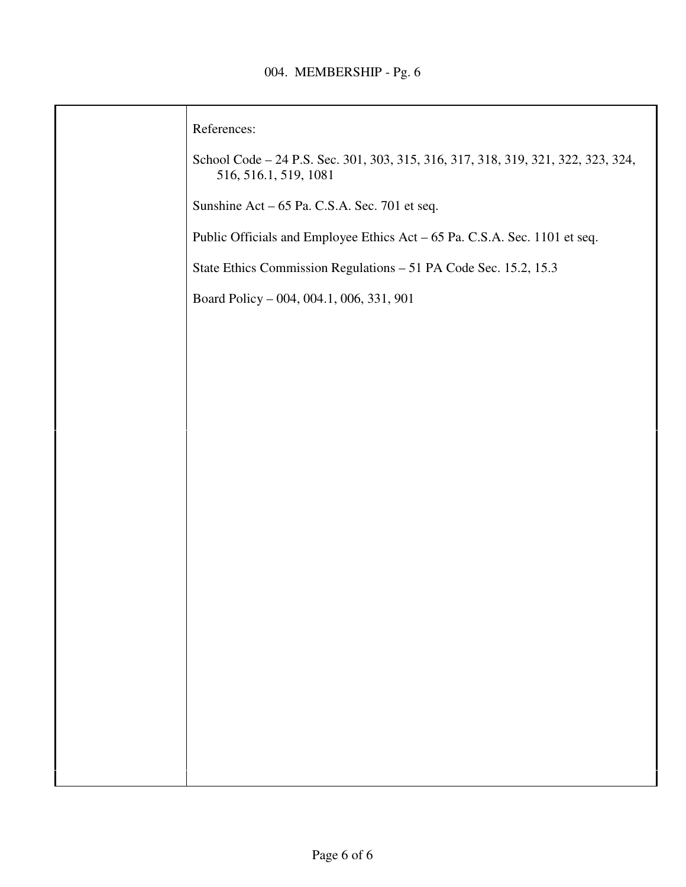References:

School Code – 24 P.S. Sec. 301, 303, 315, 316, 317, 318, 319, 321, 322, 323, 324, 516, 516.1, 519, 1081

Sunshine Act – 65 Pa. C.S.A. Sec. 701 et seq.

Public Officials and Employee Ethics Act – 65 Pa. C.S.A. Sec. 1101 et seq.

State Ethics Commission Regulations – 51 PA Code Sec. 15.2, 15.3

Board Policy – 004, 004.1, 006, 331, 901